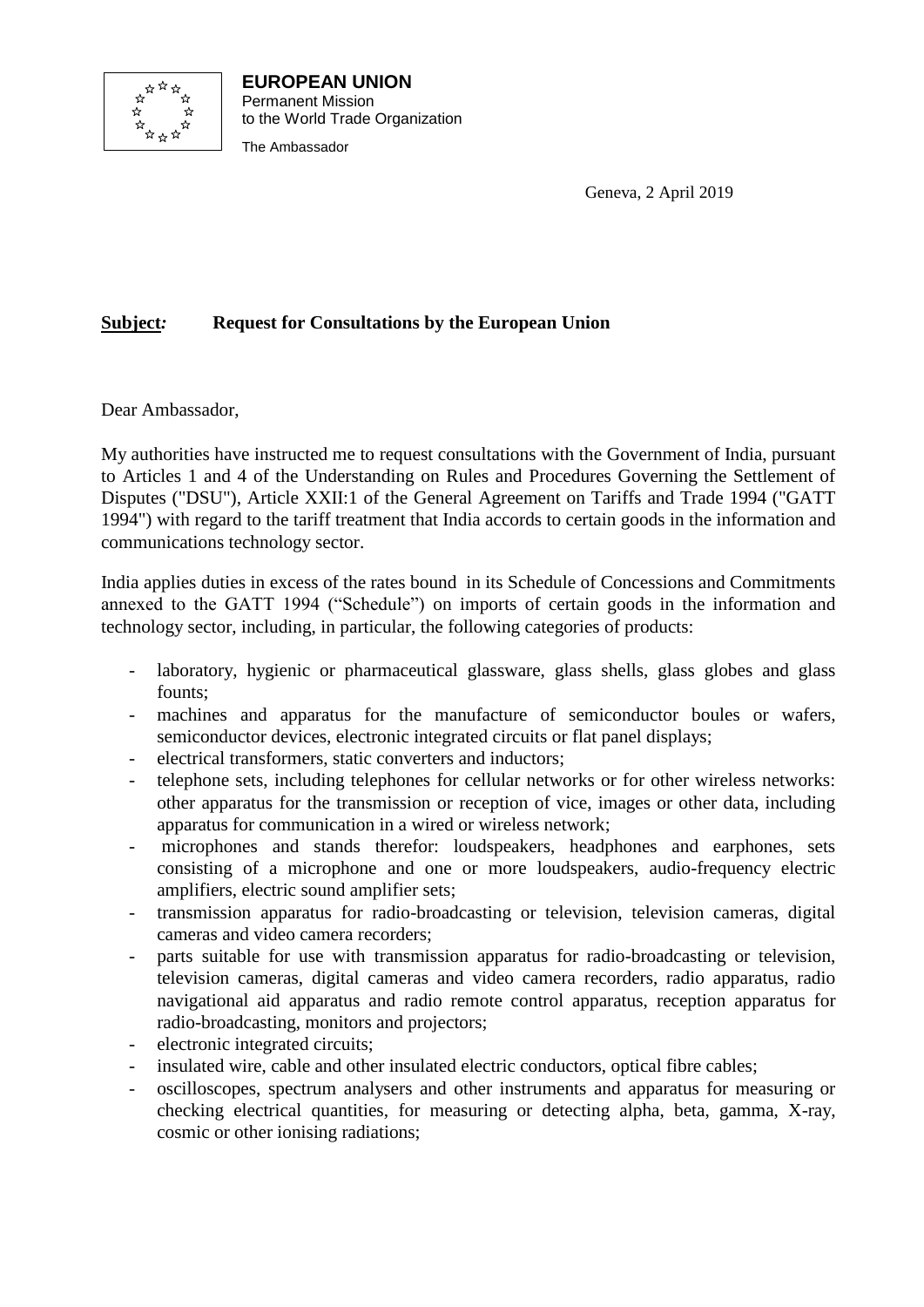**EUROPEAN UNION**
Permanent Mission
to the World Trade Organization

The Ambassador

Geneva, 2 April 2019

**Subject:** **Request for Consultations by the European Union**

Dear Ambassador,

My authorities have instructed me to request consultations with the Government of India, pursuant to Articles 1 and 4 of the Understanding on Rules and Procedures Governing the Settlement of Disputes ("DSU"), Article XXII:1 of the General Agreement on Tariffs and Trade 1994 ("GATT 1994") with regard to the tariff treatment that India accords to certain goods in the information and communications technology sector.

India applies duties in excess of the rates bound in its Schedule of Concessions and Commitments annexed to the GATT 1994 ("Schedule") on imports of certain goods in the information and technology sector, including, in particular, the following categories of products:

- laboratory, hygienic or pharmaceutical glassware, glass shells, glass globes and glass founts;
- machines and apparatus for the manufacture of semiconductor boules or wafers, semiconductor devices, electronic integrated circuits or flat panel displays;
- electrical transformers, static converters and inductors;
- telephone sets, including telephones for cellular networks or for other wireless networks: other apparatus for the transmission or reception of vice, images or other data, including apparatus for communication in a wired or wireless network;
- microphones and stands therefor: loudspeakers, headphones and earphones, sets consisting of a microphone and one or more loudspeakers, audio-frequency electric amplifiers, electric sound amplifier sets;
- transmission apparatus for radio-broadcasting or television, television cameras, digital cameras and video camera recorders;
- parts suitable for use with transmission apparatus for radio-broadcasting or television, television cameras, digital cameras and video camera recorders, radio apparatus, radio navigational aid apparatus and radio remote control apparatus, reception apparatus for radio-broadcasting, monitors and projectors;
- electronic integrated circuits;
- insulated wire, cable and other insulated electric conductors, optical fibre cables;
- oscilloscopes, spectrum analysers and other instruments and apparatus for measuring or checking electrical quantities, for measuring or detecting alpha, beta, gamma, X-ray, cosmic or other ionising radiations;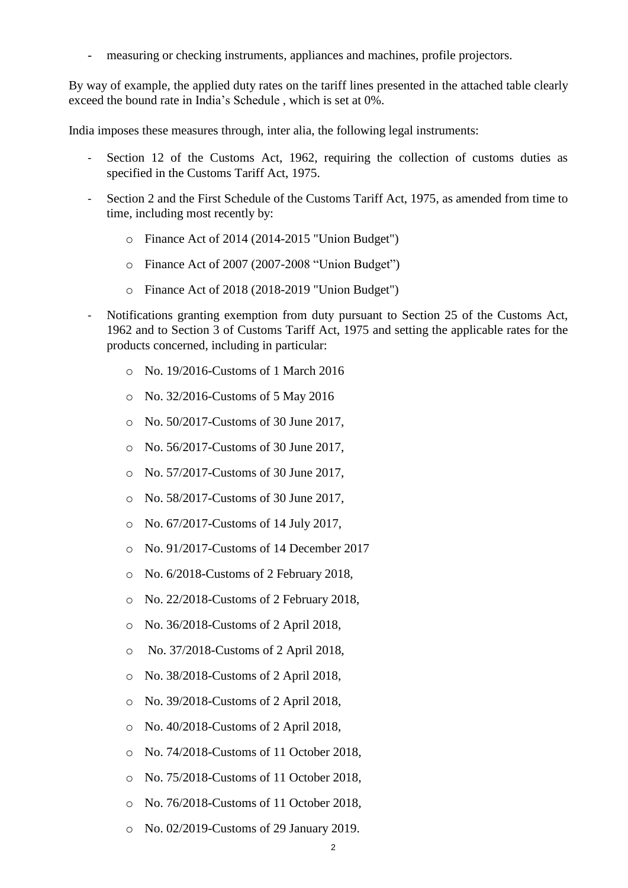- measuring or checking instruments, appliances and machines, profile projectors.

By way of example, the applied duty rates on the tariff lines presented in the attached table clearly exceed the bound rate in India's Schedule , which is set at 0%.

India imposes these measures through, inter alia, the following legal instruments:

- Section 12 of the Customs Act, 1962, requiring the collection of customs duties as specified in the Customs Tariff Act, 1975.
- Section 2 and the First Schedule of the Customs Tariff Act, 1975, as amended from time to time, including most recently by:
    - Finance Act of 2014 (2014-2015 "Union Budget")
    - Finance Act of 2007 (2007-2008 "Union Budget")
    - Finance Act of 2018 (2018-2019 "Union Budget")
- Notifications granting exemption from duty pursuant to Section 25 of the Customs Act, 1962 and to Section 3 of Customs Tariff Act, 1975 and setting the applicable rates for the products concerned, including in particular:
    - No. 19/2016-Customs of 1 March 2016
    - No. 32/2016-Customs of 5 May 2016
    - No. 50/2017-Customs of 30 June 2017,
    - No. 56/2017-Customs of 30 June 2017,
    - No. 57/2017-Customs of 30 June 2017,
    - No. 58/2017-Customs of 30 June 2017,
    - No. 67/2017-Customs of 14 July 2017,
    - No. 91/2017-Customs of 14 December 2017
    - No. 6/2018-Customs of 2 February 2018,
    - No. 22/2018-Customs of 2 February 2018,
    - No. 36/2018-Customs of 2 April 2018,
    - No. 37/2018-Customs of 2 April 2018,
    - No. 38/2018-Customs of 2 April 2018,
    - No. 39/2018-Customs of 2 April 2018,
    - No. 40/2018-Customs of 2 April 2018,
    - No. 74/2018-Customs of 11 October 2018,
    - No. 75/2018-Customs of 11 October 2018,
    - No. 76/2018-Customs of 11 October 2018,
    - No. 02/2019-Customs of 29 January 2019.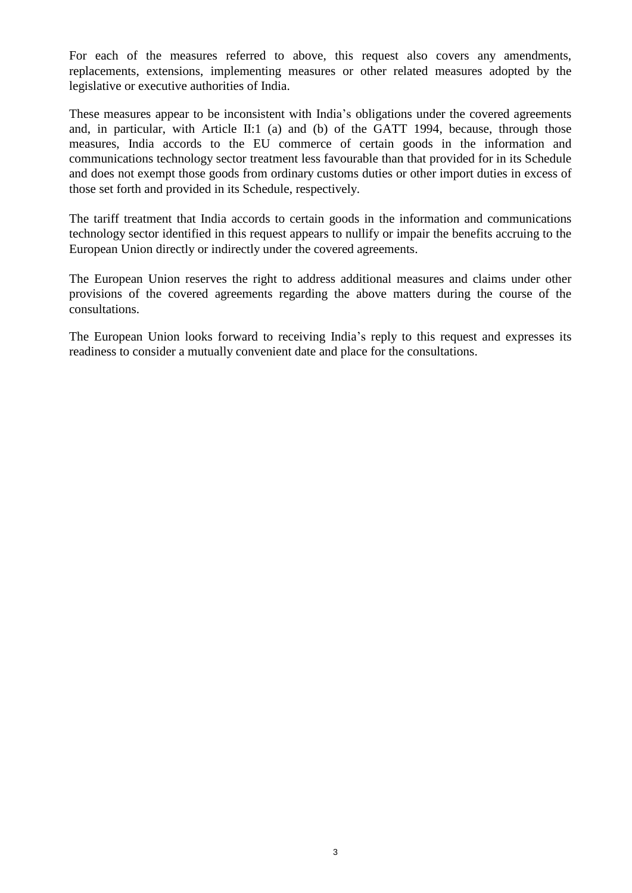For each of the measures referred to above, this request also covers any amendments, replacements, extensions, implementing measures or other related measures adopted by the legislative or executive authorities of India.

These measures appear to be inconsistent with India's obligations under the covered agreements and, in particular, with Article II:1 (a) and (b) of the GATT 1994, because, through those measures, India accords to the EU commerce of certain goods in the information and communications technology sector treatment less favourable than that provided for in its Schedule and does not exempt those goods from ordinary customs duties or other import duties in excess of those set forth and provided in its Schedule, respectively.

The tariff treatment that India accords to certain goods in the information and communications technology sector identified in this request appears to nullify or impair the benefits accruing to the European Union directly or indirectly under the covered agreements.

The European Union reserves the right to address additional measures and claims under other provisions of the covered agreements regarding the above matters during the course of the consultations.

The European Union looks forward to receiving India's reply to this request and expresses its readiness to consider a mutually convenient date and place for the consultations.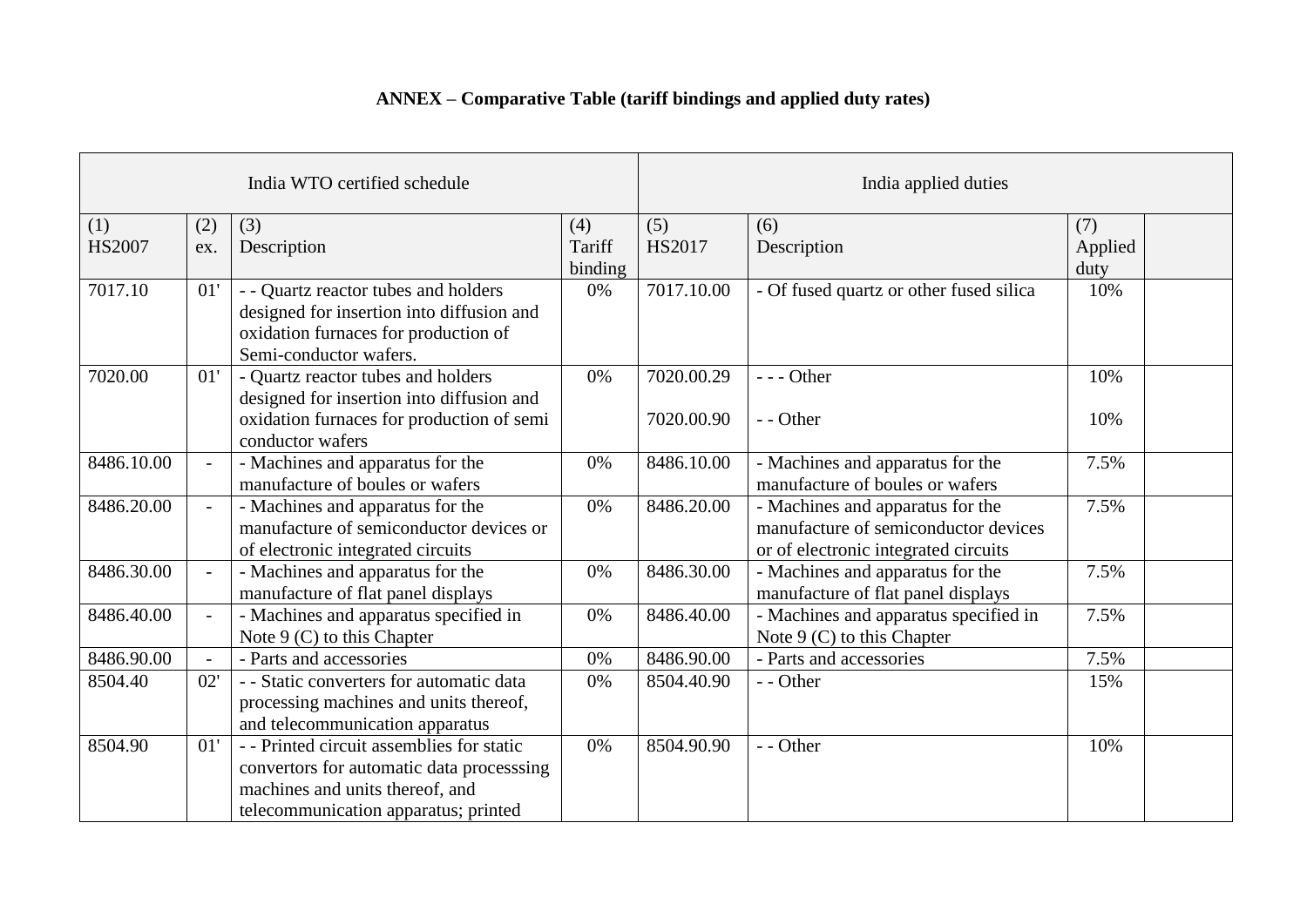**ANNEX – Comparative Table (tariff bindings and applied duty rates)**

| India WTO certified schedule | | | | India applied duties | | | |
|---|---|---|---|---|---|---|---|
| (1) HS2007 | (2) ex. | (3) Description | (4) Tariff binding | (5) HS2017 | (6) Description | (7) Applied duty | |
| 7017.10 | 01' | - - Quartz reactor tubes and holders designed for insertion into diffusion and oxidation furnaces for production of Semi-conductor wafers. | 0% | 7017.10.00 | - Of fused quartz or other fused silica | 10% | |
| 7020.00 | 01' | - Quartz reactor tubes and holders designed for insertion into diffusion and oxidation furnaces for production of semi conductor wafers | 0% | 7020.00.29<br>7020.00.90 | - - - Other<br>- - Other | 10%<br>10% | |
| 8486.10.00 | - | - Machines and apparatus for the manufacture of boules or wafers | 0% | 8486.10.00 | - Machines and apparatus for the manufacture of boules or wafers | 7.5% | |
| 8486.20.00 | - | - Machines and apparatus for the manufacture of semiconductor devices or of electronic integrated circuits | 0% | 8486.20.00 | - Machines and apparatus for the manufacture of semiconductor devices or of electronic integrated circuits | 7.5% | |
| 8486.30.00 | - | - Machines and apparatus for the manufacture of flat panel displays | 0% | 8486.30.00 | - Machines and apparatus for the manufacture of flat panel displays | 7.5% | |
| 8486.40.00 | - | - Machines and apparatus specified in Note 9 (C) to this Chapter | 0% | 8486.40.00 | - Machines and apparatus specified in Note 9 (C) to this Chapter | 7.5% | |
| 8486.90.00 | - | - Parts and accessories | 0% | 8486.90.00 | - Parts and accessories | 7.5% | |
| 8504.40 | 02' | - - Static converters for automatic data processing machines and units thereof, and telecommunication apparatus | 0% | 8504.40.90 | - - Other | 15% | |
| 8504.90 | 01' | - - Printed circuit assemblies for static convertors for automatic data processsing machines and units thereof, and telecommunication apparatus; printed | 0% | 8504.90.90 | - - Other | 10% | |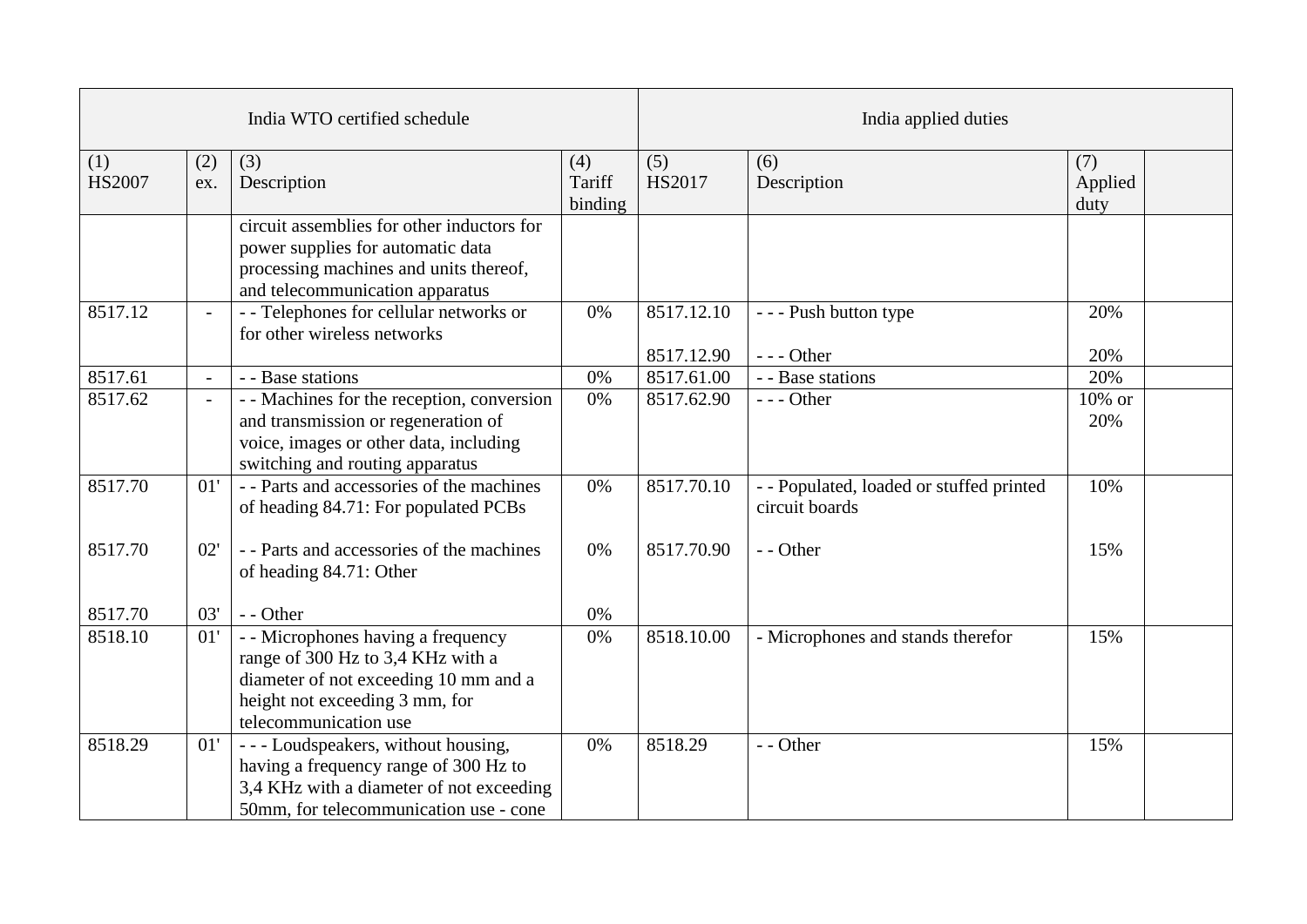| India WTO certified schedule | | | | India applied duties | | | |
|---|---|---|---|---|---|---|---|
| (1) HS2007 | (2) ex. | (3) Description | (4) Tariff binding | (5) HS2017 | (6) Description | (7) Applied duty | |
| | | circuit assemblies for other inductors for power supplies for automatic data processing machines and units thereof, and telecommunication apparatus | | | | | |
| 8517.12 | - | - - Telephones for cellular networks or for other wireless networks | 0% | 8517.12.10 | - - - Push button type | 20% | |
| | | | | 8517.12.90 | - - - Other | 20% | |
| 8517.61 | - | - - Base stations | 0% | 8517.61.00 | - - Base stations | 20% | |
| 8517.62 | - | - - Machines for the reception, conversion and transmission or regeneration of voice, images or other data, including switching and routing apparatus | 0% | 8517.62.90 | - - - Other | 10% or 20% | |
| 8517.70 | 01' | - - Parts and accessories of the machines of heading 84.71: For populated PCBs | 0% | 8517.70.10 | - - Populated, loaded or stuffed printed circuit boards | 10% | |
| 8517.70 | 02' | - - Parts and accessories of the machines of heading 84.71: Other | 0% | 8517.70.90 | - - Other | 15% | |
| 8517.70 | 03' | - - Other | 0% | | | | |
| 8518.10 | 01' | - - Microphones having a frequency range of 300 Hz to 3,4 KHz with a diameter of not exceeding 10 mm and a height not exceeding 3 mm, for telecommunication use | 0% | 8518.10.00 | - Microphones and stands therefor | 15% | |
| 8518.29 | 01' | - - - Loudspeakers, without housing, having a frequency range of 300 Hz to 3,4 KHz with a diameter of not exceeding 50mm, for telecommunication use - cone | 0% | 8518.29 | - - Other | 15% | |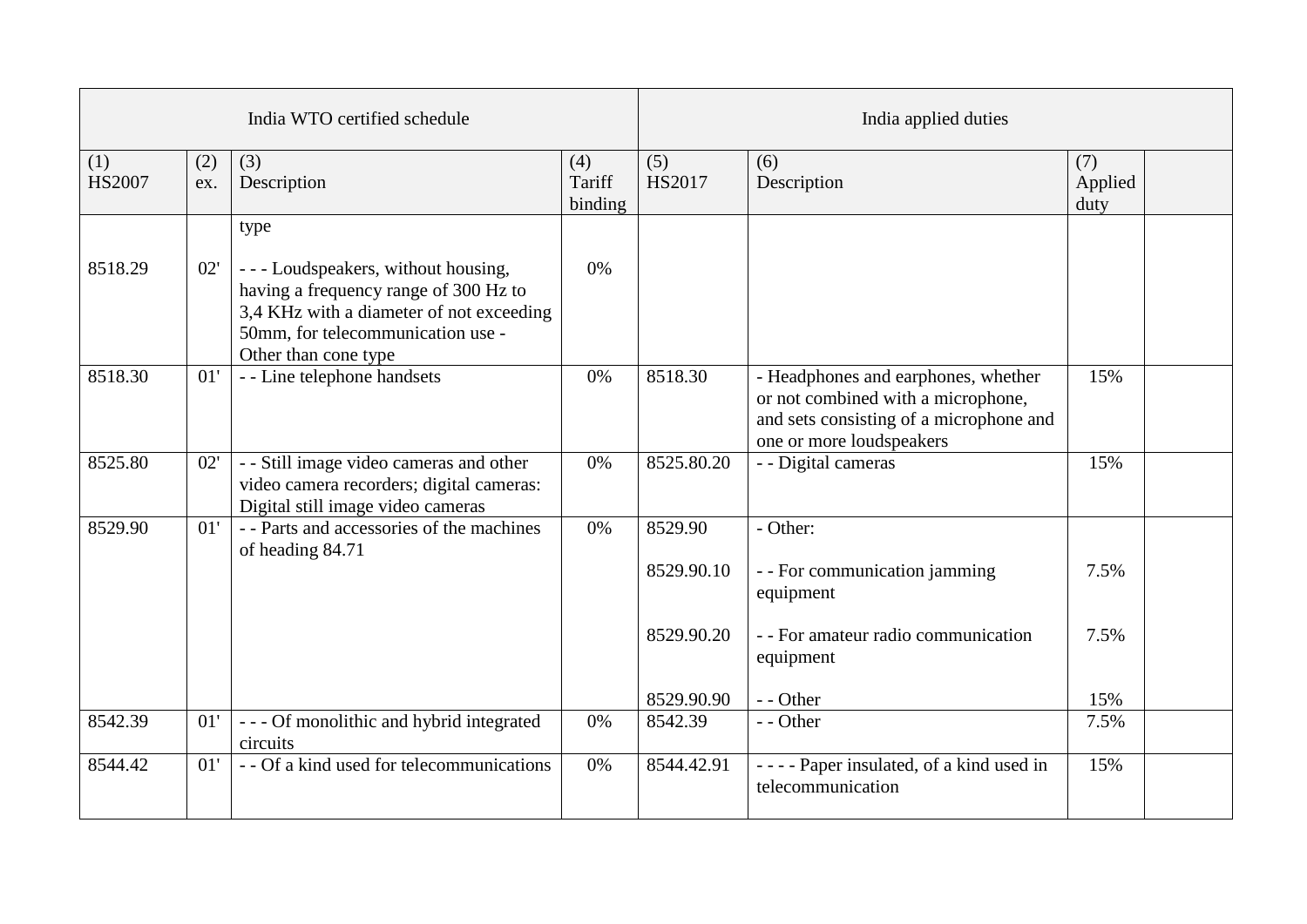| India WTO certified schedule | | | | India applied duties | | | |
|---|---|---|---|---|---|---|---|
| (1) HS2007 | (2) ex. | (3) Description | (4) Tariff binding | (5) HS2017 | (6) Description | (7) Applied duty | |
| | | type | | | | | |
| 8518.29 | 02' | - - - Loudspeakers, without housing, having a frequency range of 300 Hz to 3,4 KHz with a diameter of not exceeding 50mm, for telecommunication use - Other than cone type | 0% | | | | |
| 8518.30 | 01' | - - Line telephone handsets | 0% | 8518.30 | - Headphones and earphones, whether or not combined with a microphone, and sets consisting of a microphone and one or more loudspeakers | 15% | |
| 8525.80 | 02' | - - Still image video cameras and other video camera recorders; digital cameras: Digital still image video cameras | 0% | 8525.80.20 | - - Digital cameras | 15% | |
| 8529.90 | 01' | - - Parts and accessories of the machines of heading 84.71 | 0% | 8529.90 | - Other: | | |
| | | | | 8529.90.10 | - - For communication jamming equipment | 7.5% | |
| | | | | 8529.90.20 | - - For amateur radio communication equipment | 7.5% | |
| | | | | 8529.90.90 | - - Other | 15% | |
| 8542.39 | 01' | - - - Of monolithic and hybrid integrated circuits | 0% | 8542.39 | - - Other | 7.5% | |
| 8544.42 | 01' | - - Of a kind used for telecommunications | 0% | 8544.42.91 | - - - - Paper insulated, of a kind used in telecommunication | 15% | |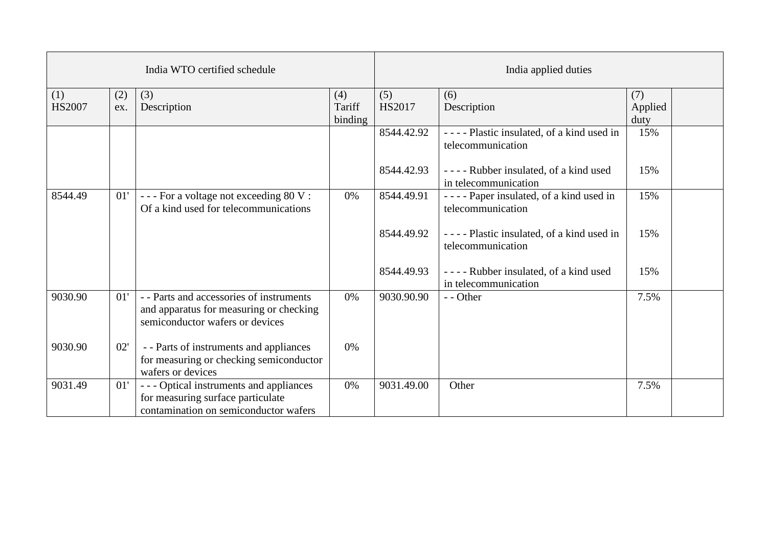| India WTO certified schedule | | | | India applied duties | | | |
|---|---|---|---|---|---|---|---|
| (1) HS2007 | (2) ex. | (3) Description | (4) Tariff binding | (5) HS2017 | (6) Description | (7) Applied duty | |
| | | | | 8544.42.92 | - - - - Plastic insulated, of a kind used in telecommunication | 15% | |
| | | | | 8544.42.93 | - - - - Rubber insulated, of a kind used in telecommunication | 15% | |
| 8544.49 | 01' | - - - For a voltage not exceeding 80 V : Of a kind used for telecommunications | 0% | 8544.49.91 | - - - - Paper insulated, of a kind used in telecommunication | 15% | |
| | | | | 8544.49.92 | - - - - Plastic insulated, of a kind used in telecommunication | 15% | |
| | | | | 8544.49.93 | - - - - Rubber insulated, of a kind used in telecommunication | 15% | |
| 9030.90 | 01' | - - Parts and accessories of instruments and apparatus for measuring or checking semiconductor wafers or devices | 0% | 9030.90.90 | - - Other | 7.5% | |
| 9030.90 | 02' | - - Parts of instruments and appliances for measuring or checking semiconductor wafers or devices | 0% | | | | |
| 9031.49 | 01' | - - - Optical instruments and appliances for measuring surface particulate contamination on semiconductor wafers | 0% | 9031.49.00 | Other | 7.5% | |